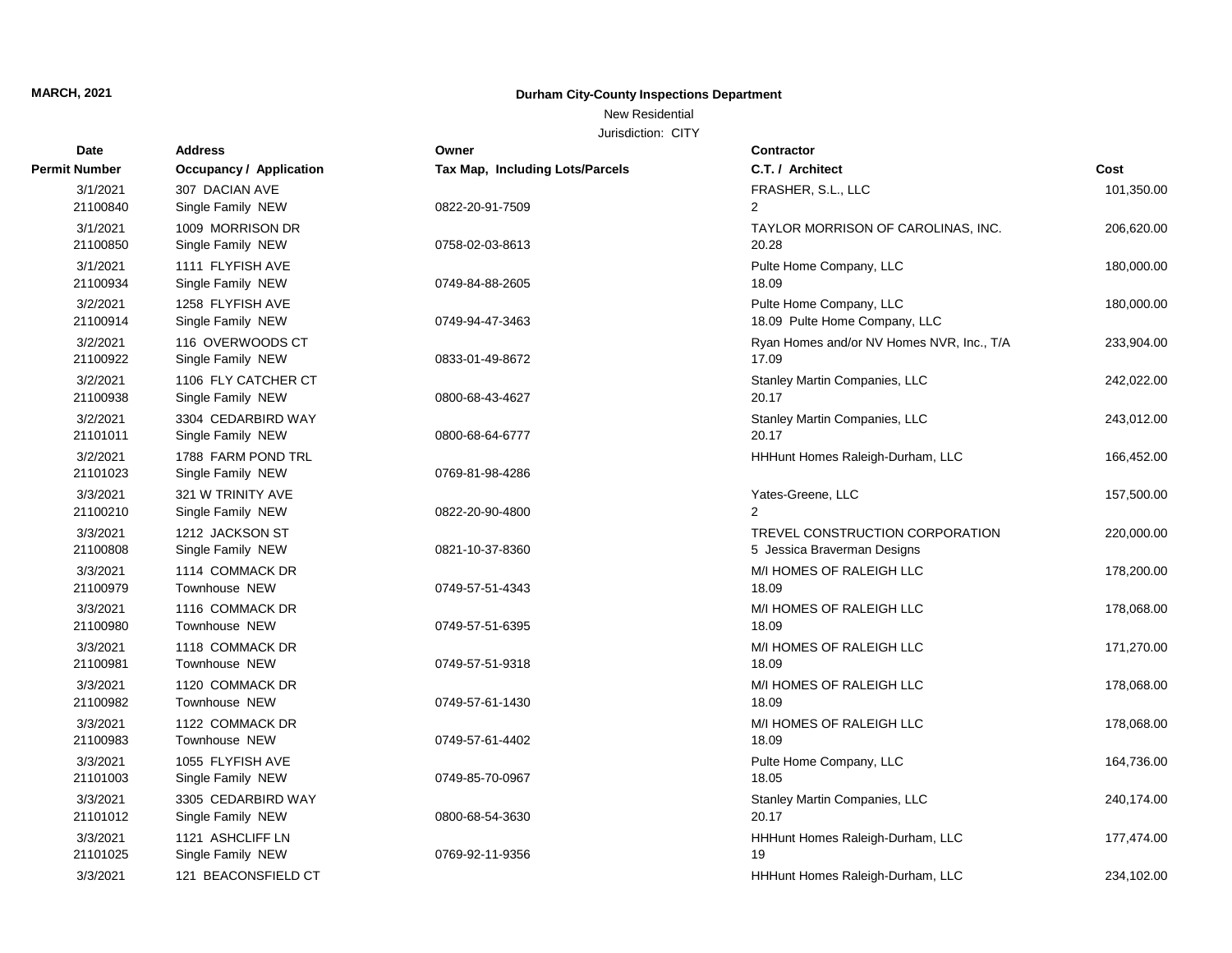**MARCH, 2021**

**Durham City-County Inspections Department**

New Residential

Jurisdiction: CITY

| Date / Permit Number | Address / Occupancy / Application | Owner / Tax Map, Including Lots/Parcels | Contractor / C.T. / Architect | Cost |
|---|---|---|---|---|
| 3/1/2021<br>21100840 | 307 DACIAN AVE<br>Single Family NEW | 0822-20-91-7509 | FRASHER, S.L., LLC<br>2 | 101,350.00 |
| 3/1/2021<br>21100850 | 1009 MORRISON DR<br>Single Family NEW | 0758-02-03-8613 | TAYLOR MORRISON OF CAROLINAS, INC.<br>20.28 | 206,620.00 |
| 3/1/2021<br>21100934 | 1111 FLYFISH AVE<br>Single Family NEW | 0749-84-88-2605 | Pulte Home Company, LLC<br>18.09 | 180,000.00 |
| 3/2/2021<br>21100914 | 1258 FLYFISH AVE<br>Single Family NEW | 0749-94-47-3463 | Pulte Home Company, LLC<br>18.09 Pulte Home Company, LLC | 180,000.00 |
| 3/2/2021<br>21100922 | 116 OVERWOODS CT<br>Single Family NEW | 0833-01-49-8672 | Ryan Homes and/or NV Homes NVR, Inc., T/A<br>17.09 | 233,904.00 |
| 3/2/2021<br>21100938 | 1106 FLY CATCHER CT<br>Single Family NEW | 0800-68-43-4627 | Stanley Martin Companies, LLC<br>20.17 | 242,022.00 |
| 3/2/2021<br>21101011 | 3304 CEDARBIRD WAY<br>Single Family NEW | 0800-68-64-6777 | Stanley Martin Companies, LLC<br>20.17 | 243,012.00 |
| 3/2/2021<br>21101023 | 1788 FARM POND TRL<br>Single Family NEW | 0769-81-98-4286 | HHHunt Homes Raleigh-Durham, LLC | 166,452.00 |
| 3/3/2021<br>21100210 | 321 W TRINITY AVE<br>Single Family NEW | 0822-20-90-4800 | Yates-Greene, LLC<br>2 | 157,500.00 |
| 3/3/2021<br>21100808 | 1212 JACKSON ST<br>Single Family NEW | 0821-10-37-8360 | TREVEL CONSTRUCTION CORPORATION<br>5 Jessica Braverman Designs | 220,000.00 |
| 3/3/2021<br>21100979 | 1114 COMMACK DR<br>Townhouse NEW | 0749-57-51-4343 | M/I HOMES OF RALEIGH LLC<br>18.09 | 178,200.00 |
| 3/3/2021<br>21100980 | 1116 COMMACK DR<br>Townhouse NEW | 0749-57-51-6395 | M/I HOMES OF RALEIGH LLC<br>18.09 | 178,068.00 |
| 3/3/2021<br>21100981 | 1118 COMMACK DR<br>Townhouse NEW | 0749-57-51-9318 | M/I HOMES OF RALEIGH LLC<br>18.09 | 171,270.00 |
| 3/3/2021<br>21100982 | 1120 COMMACK DR<br>Townhouse NEW | 0749-57-61-1430 | M/I HOMES OF RALEIGH LLC<br>18.09 | 178,068.00 |
| 3/3/2021<br>21100983 | 1122 COMMACK DR<br>Townhouse NEW | 0749-57-61-4402 | M/I HOMES OF RALEIGH LLC<br>18.09 | 178,068.00 |
| 3/3/2021<br>21101003 | 1055 FLYFISH AVE<br>Single Family NEW | 0749-85-70-0967 | Pulte Home Company, LLC<br>18.05 | 164,736.00 |
| 3/3/2021<br>21101012 | 3305 CEDARBIRD WAY<br>Single Family NEW | 0800-68-54-3630 | Stanley Martin Companies, LLC<br>20.17 | 240,174.00 |
| 3/3/2021<br>21101025 | 1121 ASHCLIFF LN<br>Single Family NEW | 0769-92-11-9356 | HHHunt Homes Raleigh-Durham, LLC<br>19 | 177,474.00 |
| 3/3/2021 | 121 BEACONSFIELD CT | | HHHunt Homes Raleigh-Durham, LLC | 234,102.00 |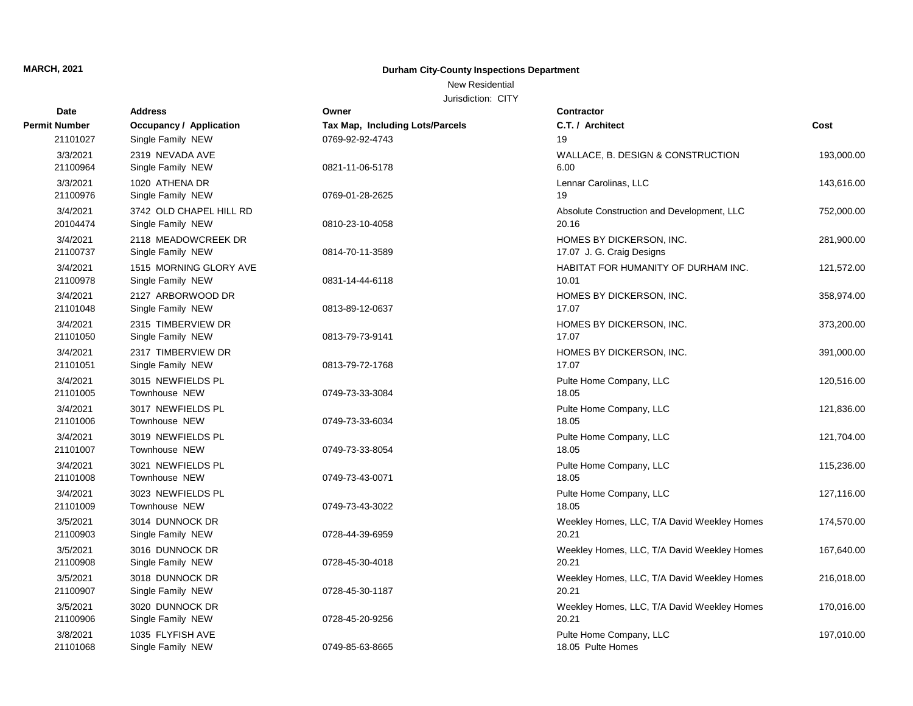**MARCH, 2021**

**Durham City-County Inspections Department**

New Residential

Jurisdiction: CITY

| Date<br>Permit Number | Address<br>Occupancy / Application | Owner<br>Tax Map, Including Lots/Parcels | Contractor<br>C.T. / Architect | Cost |
|---|---|---|---|---|
| 21101027 | Single Family NEW | 0769-92-92-4743 | 19 | |
| 3/3/2021<br>21100964 | 2319 NEVADA AVE<br>Single Family NEW | 0821-11-06-5178 | WALLACE, B. DESIGN & CONSTRUCTION<br>6.00 | 193,000.00 |
| 3/3/2021<br>21100976 | 1020 ATHENA DR<br>Single Family NEW | 0769-01-28-2625 | Lennar Carolinas, LLC<br>19 | 143,616.00 |
| 3/4/2021<br>20104474 | 3742 OLD CHAPEL HILL RD<br>Single Family NEW | 0810-23-10-4058 | Absolute Construction and Development, LLC<br>20.16 | 752,000.00 |
| 3/4/2021<br>21100737 | 2118 MEADOWCREEK DR<br>Single Family NEW | 0814-70-11-3589 | HOMES BY DICKERSON, INC.<br>17.07 J. G. Craig Designs | 281,900.00 |
| 3/4/2021<br>21100978 | 1515 MORNING GLORY AVE<br>Single Family NEW | 0831-14-44-6118 | HABITAT FOR HUMANITY OF DURHAM INC.<br>10.01 | 121,572.00 |
| 3/4/2021<br>21101048 | 2127 ARBORWOOD DR<br>Single Family NEW | 0813-89-12-0637 | HOMES BY DICKERSON, INC.<br>17.07 | 358,974.00 |
| 3/4/2021<br>21101050 | 2315 TIMBERVIEW DR<br>Single Family NEW | 0813-79-73-9141 | HOMES BY DICKERSON, INC.<br>17.07 | 373,200.00 |
| 3/4/2021<br>21101051 | 2317 TIMBERVIEW DR<br>Single Family NEW | 0813-79-72-1768 | HOMES BY DICKERSON, INC.<br>17.07 | 391,000.00 |
| 3/4/2021<br>21101005 | 3015 NEWFIELDS PL<br>Townhouse NEW | 0749-73-33-3084 | Pulte Home Company, LLC<br>18.05 | 120,516.00 |
| 3/4/2021<br>21101006 | 3017 NEWFIELDS PL<br>Townhouse NEW | 0749-73-33-6034 | Pulte Home Company, LLC<br>18.05 | 121,836.00 |
| 3/4/2021<br>21101007 | 3019 NEWFIELDS PL<br>Townhouse NEW | 0749-73-33-8054 | Pulte Home Company, LLC<br>18.05 | 121,704.00 |
| 3/4/2021<br>21101008 | 3021 NEWFIELDS PL<br>Townhouse NEW | 0749-73-43-0071 | Pulte Home Company, LLC<br>18.05 | 115,236.00 |
| 3/4/2021<br>21101009 | 3023 NEWFIELDS PL<br>Townhouse NEW | 0749-73-43-3022 | Pulte Home Company, LLC<br>18.05 | 127,116.00 |
| 3/5/2021<br>21100903 | 3014 DUNNOCK DR<br>Single Family NEW | 0728-44-39-6959 | Weekley Homes, LLC, T/A David Weekley Homes<br>20.21 | 174,570.00 |
| 3/5/2021<br>21100908 | 3016 DUNNOCK DR<br>Single Family NEW | 0728-45-30-4018 | Weekley Homes, LLC, T/A David Weekley Homes<br>20.21 | 167,640.00 |
| 3/5/2021<br>21100907 | 3018 DUNNOCK DR<br>Single Family NEW | 0728-45-30-1187 | Weekley Homes, LLC, T/A David Weekley Homes<br>20.21 | 216,018.00 |
| 3/5/2021<br>21100906 | 3020 DUNNOCK DR<br>Single Family NEW | 0728-45-20-9256 | Weekley Homes, LLC, T/A David Weekley Homes<br>20.21 | 170,016.00 |
| 3/8/2021<br>21101068 | 1035 FLYFISH AVE<br>Single Family NEW | 0749-85-63-8665 | Pulte Home Company, LLC<br>18.05 Pulte Homes | 197,010.00 |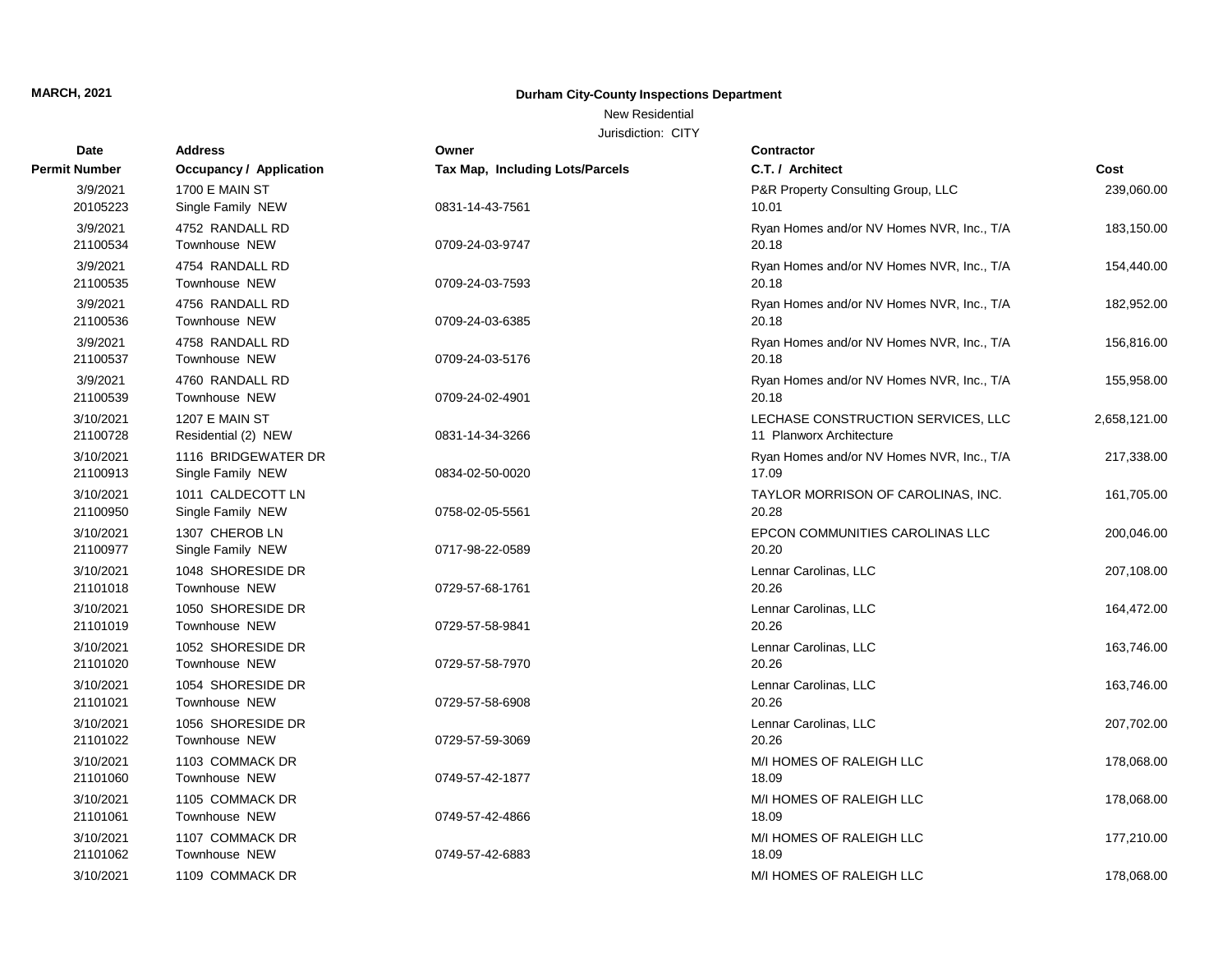**MARCH, 2021**

**Durham City-County Inspections Department**

New Residential

Jurisdiction: CITY

| Date / Permit Number | Address / Occupancy / Application | Owner / Tax Map, Including Lots/Parcels | Contractor / C.T. / Architect | Cost |
|---|---|---|---|---|
| 3/9/2021 20105223 | 1700 E MAIN ST Single Family NEW | 0831-14-43-7561 | P&R Property Consulting Group, LLC 10.01 | 239,060.00 |
| 3/9/2021 21100534 | 4752 RANDALL RD Townhouse NEW | 0709-24-03-9747 | Ryan Homes and/or NV Homes NVR, Inc., T/A 20.18 | 183,150.00 |
| 3/9/2021 21100535 | 4754 RANDALL RD Townhouse NEW | 0709-24-03-7593 | Ryan Homes and/or NV Homes NVR, Inc., T/A 20.18 | 154,440.00 |
| 3/9/2021 21100536 | 4756 RANDALL RD Townhouse NEW | 0709-24-03-6385 | Ryan Homes and/or NV Homes NVR, Inc., T/A 20.18 | 182,952.00 |
| 3/9/2021 21100537 | 4758 RANDALL RD Townhouse NEW | 0709-24-03-5176 | Ryan Homes and/or NV Homes NVR, Inc., T/A 20.18 | 156,816.00 |
| 3/9/2021 21100539 | 4760 RANDALL RD Townhouse NEW | 0709-24-02-4901 | Ryan Homes and/or NV Homes NVR, Inc., T/A 20.18 | 155,958.00 |
| 3/10/2021 21100728 | 1207 E MAIN ST Residential (2) NEW | 0831-14-34-3266 | LECHASE CONSTRUCTION SERVICES, LLC 11 Planworx Architecture | 2,658,121.00 |
| 3/10/2021 21100913 | 1116 BRIDGEWATER DR Single Family NEW | 0834-02-50-0020 | Ryan Homes and/or NV Homes NVR, Inc., T/A 17.09 | 217,338.00 |
| 3/10/2021 21100950 | 1011 CALDECOTT LN Single Family NEW | 0758-02-05-5561 | TAYLOR MORRISON OF CAROLINAS, INC. 20.28 | 161,705.00 |
| 3/10/2021 21100977 | 1307 CHEROB LN Single Family NEW | 0717-98-22-0589 | EPCON COMMUNITIES CAROLINAS LLC 20.20 | 200,046.00 |
| 3/10/2021 21101018 | 1048 SHORESIDE DR Townhouse NEW | 0729-57-68-1761 | Lennar Carolinas, LLC 20.26 | 207,108.00 |
| 3/10/2021 21101019 | 1050 SHORESIDE DR Townhouse NEW | 0729-57-58-9841 | Lennar Carolinas, LLC 20.26 | 164,472.00 |
| 3/10/2021 21101020 | 1052 SHORESIDE DR Townhouse NEW | 0729-57-58-7970 | Lennar Carolinas, LLC 20.26 | 163,746.00 |
| 3/10/2021 21101021 | 1054 SHORESIDE DR Townhouse NEW | 0729-57-58-6908 | Lennar Carolinas, LLC 20.26 | 163,746.00 |
| 3/10/2021 21101022 | 1056 SHORESIDE DR Townhouse NEW | 0729-57-59-3069 | Lennar Carolinas, LLC 20.26 | 207,702.00 |
| 3/10/2021 21101060 | 1103 COMMACK DR Townhouse NEW | 0749-57-42-1877 | M/I HOMES OF RALEIGH LLC 18.09 | 178,068.00 |
| 3/10/2021 21101061 | 1105 COMMACK DR Townhouse NEW | 0749-57-42-4866 | M/I HOMES OF RALEIGH LLC 18.09 | 178,068.00 |
| 3/10/2021 21101062 | 1107 COMMACK DR Townhouse NEW | 0749-57-42-6883 | M/I HOMES OF RALEIGH LLC 18.09 | 177,210.00 |
| 3/10/2021 | 1109 COMMACK DR | | M/I HOMES OF RALEIGH LLC | 178,068.00 |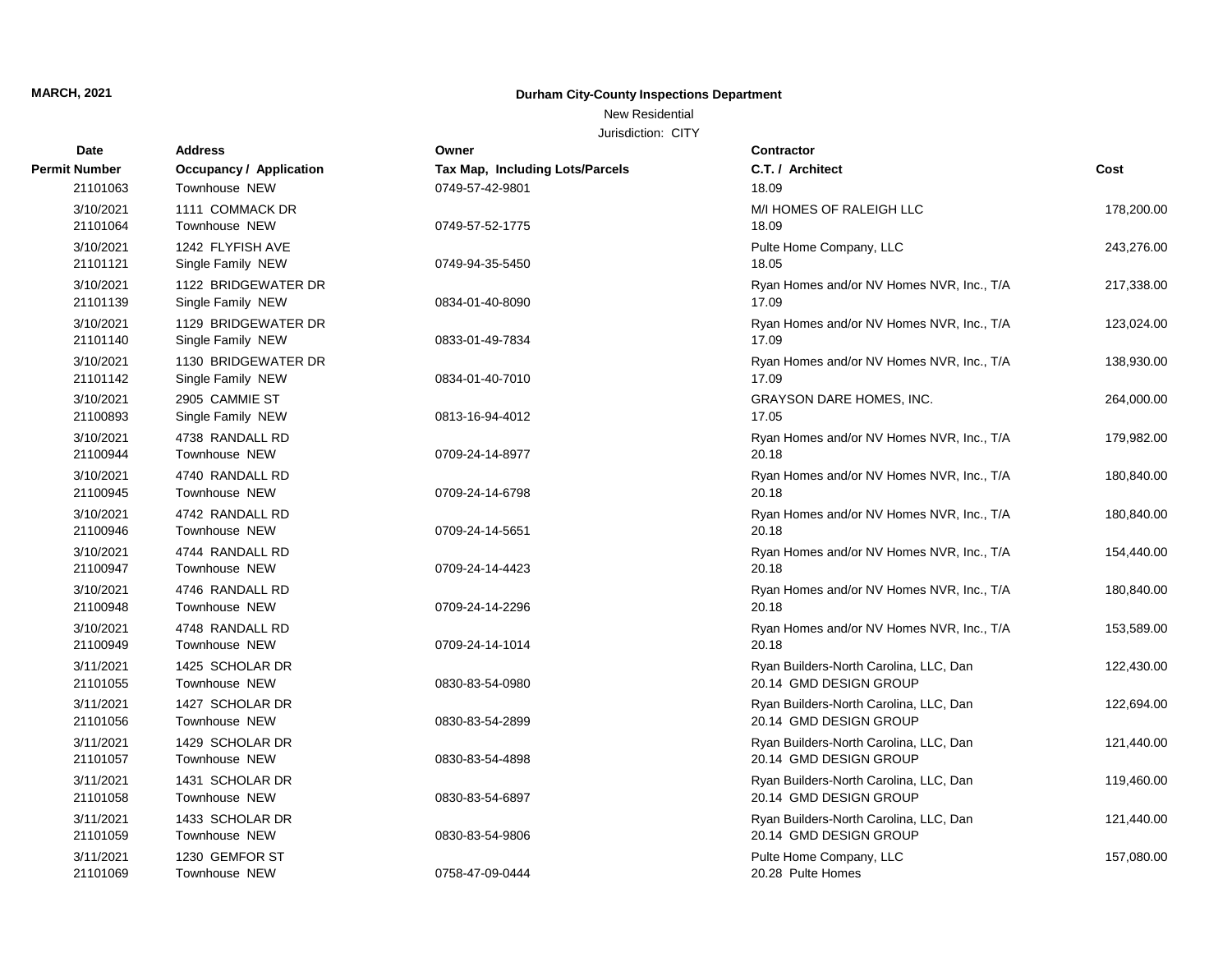**MARCH, 2021**

**Durham City-County Inspections Department**

New Residential

Jurisdiction: CITY

| Date | Permit Number | Address | Occupancy / Application | Owner | Tax Map, Including Lots/Parcels | Contractor | C.T. / Architect | Cost |
|---|---|---|---|---|---|---|---|---|
| | 21101063 | | Townhouse NEW | | 0749-57-42-9801 | | 18.09 | |
| 3/10/2021 | 21101064 | 1111 COMMACK DR | Townhouse NEW | | 0749-57-52-1775 | M/I HOMES OF RALEIGH LLC | 18.09 | 178,200.00 |
| 3/10/2021 | 21101121 | 1242 FLYFISH AVE | Single Family NEW | | 0749-94-35-5450 | Pulte Home Company, LLC | 18.05 | 243,276.00 |
| 3/10/2021 | 21101139 | 1122 BRIDGEWATER DR | Single Family NEW | | 0834-01-40-8090 | Ryan Homes and/or NV Homes NVR, Inc., T/A | 17.09 | 217,338.00 |
| 3/10/2021 | 21101140 | 1129 BRIDGEWATER DR | Single Family NEW | | 0833-01-49-7834 | Ryan Homes and/or NV Homes NVR, Inc., T/A | 17.09 | 123,024.00 |
| 3/10/2021 | 21101142 | 1130 BRIDGEWATER DR | Single Family NEW | | 0834-01-40-7010 | Ryan Homes and/or NV Homes NVR, Inc., T/A | 17.09 | 138,930.00 |
| 3/10/2021 | 21100893 | 2905 CAMMIE ST | Single Family NEW | | 0813-16-94-4012 | GRAYSON DARE HOMES, INC. | 17.05 | 264,000.00 |
| 3/10/2021 | 21100944 | 4738 RANDALL RD | Townhouse NEW | | 0709-24-14-8977 | Ryan Homes and/or NV Homes NVR, Inc., T/A | 20.18 | 179,982.00 |
| 3/10/2021 | 21100945 | 4740 RANDALL RD | Townhouse NEW | | 0709-24-14-6798 | Ryan Homes and/or NV Homes NVR, Inc., T/A | 20.18 | 180,840.00 |
| 3/10/2021 | 21100946 | 4742 RANDALL RD | Townhouse NEW | | 0709-24-14-5651 | Ryan Homes and/or NV Homes NVR, Inc., T/A | 20.18 | 180,840.00 |
| 3/10/2021 | 21100947 | 4744 RANDALL RD | Townhouse NEW | | 0709-24-14-4423 | Ryan Homes and/or NV Homes NVR, Inc., T/A | 20.18 | 154,440.00 |
| 3/10/2021 | 21100948 | 4746 RANDALL RD | Townhouse NEW | | 0709-24-14-2296 | Ryan Homes and/or NV Homes NVR, Inc., T/A | 20.18 | 180,840.00 |
| 3/10/2021 | 21100949 | 4748 RANDALL RD | Townhouse NEW | | 0709-24-14-1014 | Ryan Homes and/or NV Homes NVR, Inc., T/A | 20.18 | 153,589.00 |
| 3/11/2021 | 21101055 | 1425 SCHOLAR DR | Townhouse NEW | | 0830-83-54-0980 | Ryan Builders-North Carolina, LLC, Dan | 20.14 GMD DESIGN GROUP | 122,430.00 |
| 3/11/2021 | 21101056 | 1427 SCHOLAR DR | Townhouse NEW | | 0830-83-54-2899 | Ryan Builders-North Carolina, LLC, Dan | 20.14 GMD DESIGN GROUP | 122,694.00 |
| 3/11/2021 | 21101057 | 1429 SCHOLAR DR | Townhouse NEW | | 0830-83-54-4898 | Ryan Builders-North Carolina, LLC, Dan | 20.14 GMD DESIGN GROUP | 121,440.00 |
| 3/11/2021 | 21101058 | 1431 SCHOLAR DR | Townhouse NEW | | 0830-83-54-6897 | Ryan Builders-North Carolina, LLC, Dan | 20.14 GMD DESIGN GROUP | 119,460.00 |
| 3/11/2021 | 21101059 | 1433 SCHOLAR DR | Townhouse NEW | | 0830-83-54-9806 | Ryan Builders-North Carolina, LLC, Dan | 20.14 GMD DESIGN GROUP | 121,440.00 |
| 3/11/2021 | 21101069 | 1230 GEMFOR ST | Townhouse NEW | | 0758-47-09-0444 | Pulte Home Company, LLC | 20.28 Pulte Homes | 157,080.00 |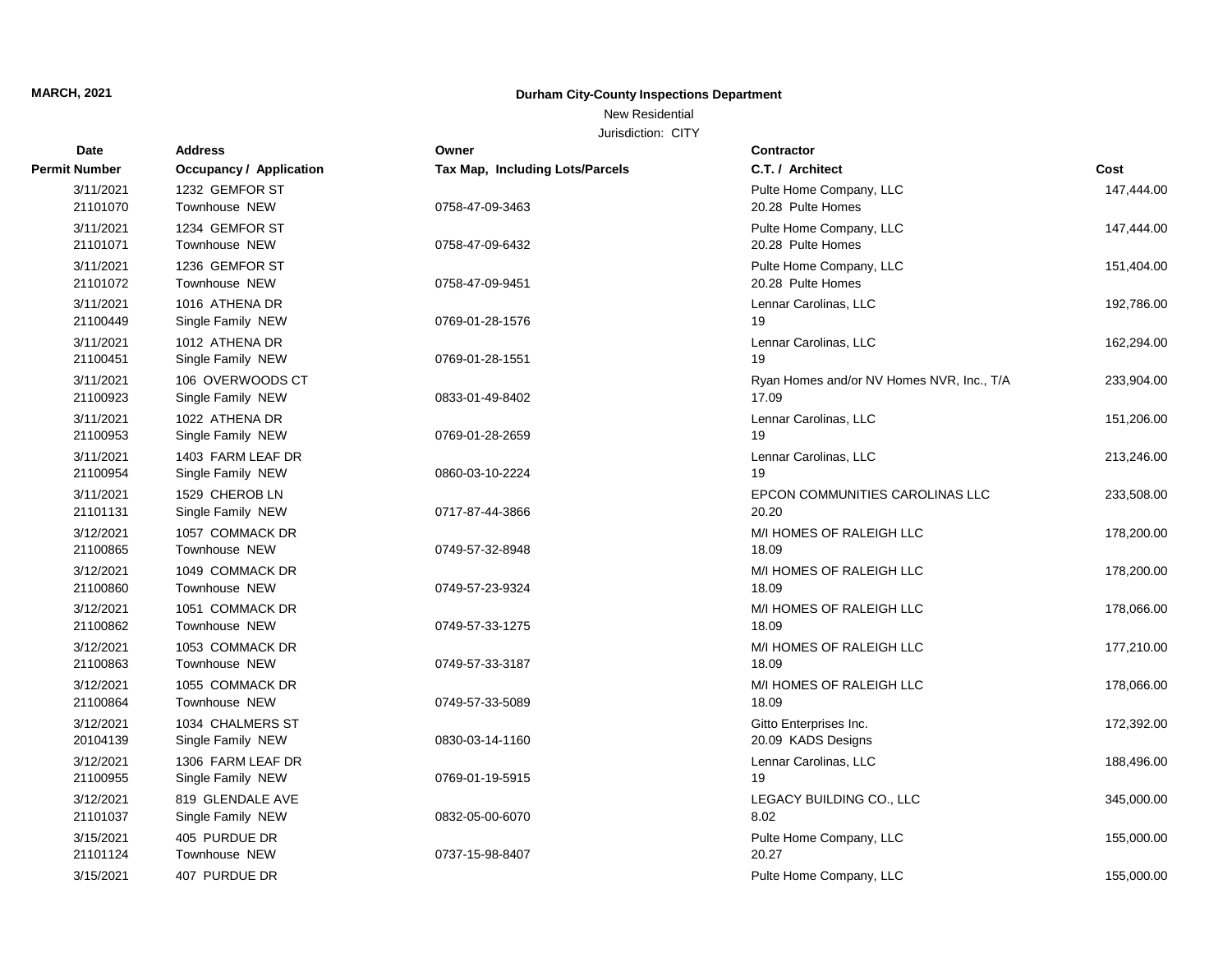**MARCH, 2021**

**Durham City-County Inspections Department**

New Residential

Jurisdiction: CITY

| Date / Permit Number | Address / Occupancy / Application | Owner / Tax Map, Including Lots/Parcels | Contractor / C.T. / Architect | Cost |
|---|---|---|---|---|
| 3/11/2021<br>21101070 | 1232 GEMFOR ST<br>Townhouse NEW | 0758-47-09-3463 | Pulte Home Company, LLC<br>20.28 Pulte Homes | 147,444.00 |
| 3/11/2021<br>21101071 | 1234 GEMFOR ST<br>Townhouse NEW | 0758-47-09-6432 | Pulte Home Company, LLC<br>20.28 Pulte Homes | 147,444.00 |
| 3/11/2021<br>21101072 | 1236 GEMFOR ST<br>Townhouse NEW | 0758-47-09-9451 | Pulte Home Company, LLC<br>20.28 Pulte Homes | 151,404.00 |
| 3/11/2021<br>21100449 | 1016 ATHENA DR<br>Single Family NEW | 0769-01-28-1576 | Lennar Carolinas, LLC<br>19 | 192,786.00 |
| 3/11/2021<br>21100451 | 1012 ATHENA DR<br>Single Family NEW | 0769-01-28-1551 | Lennar Carolinas, LLC<br>19 | 162,294.00 |
| 3/11/2021<br>21100923 | 106 OVERWOODS CT<br>Single Family NEW | 0833-01-49-8402 | Ryan Homes and/or NV Homes NVR, Inc., T/A<br>17.09 | 233,904.00 |
| 3/11/2021<br>21100953 | 1022 ATHENA DR<br>Single Family NEW | 0769-01-28-2659 | Lennar Carolinas, LLC<br>19 | 151,206.00 |
| 3/11/2021<br>21100954 | 1403 FARM LEAF DR<br>Single Family NEW | 0860-03-10-2224 | Lennar Carolinas, LLC<br>19 | 213,246.00 |
| 3/11/2021<br>21101131 | 1529 CHEROB LN<br>Single Family NEW | 0717-87-44-3866 | EPCON COMMUNITIES CAROLINAS LLC<br>20.20 | 233,508.00 |
| 3/12/2021<br>21100865 | 1057 COMMACK DR<br>Townhouse NEW | 0749-57-32-8948 | M/I HOMES OF RALEIGH LLC<br>18.09 | 178,200.00 |
| 3/12/2021<br>21100860 | 1049 COMMACK DR<br>Townhouse NEW | 0749-57-23-9324 | M/I HOMES OF RALEIGH LLC<br>18.09 | 178,200.00 |
| 3/12/2021<br>21100862 | 1051 COMMACK DR<br>Townhouse NEW | 0749-57-33-1275 | M/I HOMES OF RALEIGH LLC<br>18.09 | 178,066.00 |
| 3/12/2021<br>21100863 | 1053 COMMACK DR<br>Townhouse NEW | 0749-57-33-3187 | M/I HOMES OF RALEIGH LLC<br>18.09 | 177,210.00 |
| 3/12/2021<br>21100864 | 1055 COMMACK DR<br>Townhouse NEW | 0749-57-33-5089 | M/I HOMES OF RALEIGH LLC<br>18.09 | 178,066.00 |
| 3/12/2021<br>20104139 | 1034 CHALMERS ST<br>Single Family NEW | 0830-03-14-1160 | Gitto Enterprises Inc.<br>20.09 KADS Designs | 172,392.00 |
| 3/12/2021<br>21100955 | 1306 FARM LEAF DR<br>Single Family NEW | 0769-01-19-5915 | Lennar Carolinas, LLC<br>19 | 188,496.00 |
| 3/12/2021<br>21101037 | 819 GLENDALE AVE<br>Single Family NEW | 0832-05-00-6070 | LEGACY BUILDING CO., LLC<br>8.02 | 345,000.00 |
| 3/15/2021<br>21101124 | 405 PURDUE DR<br>Townhouse NEW | 0737-15-98-8407 | Pulte Home Company, LLC<br>20.27 | 155,000.00 |
| 3/15/2021 | 407 PURDUE DR | | Pulte Home Company, LLC | 155,000.00 |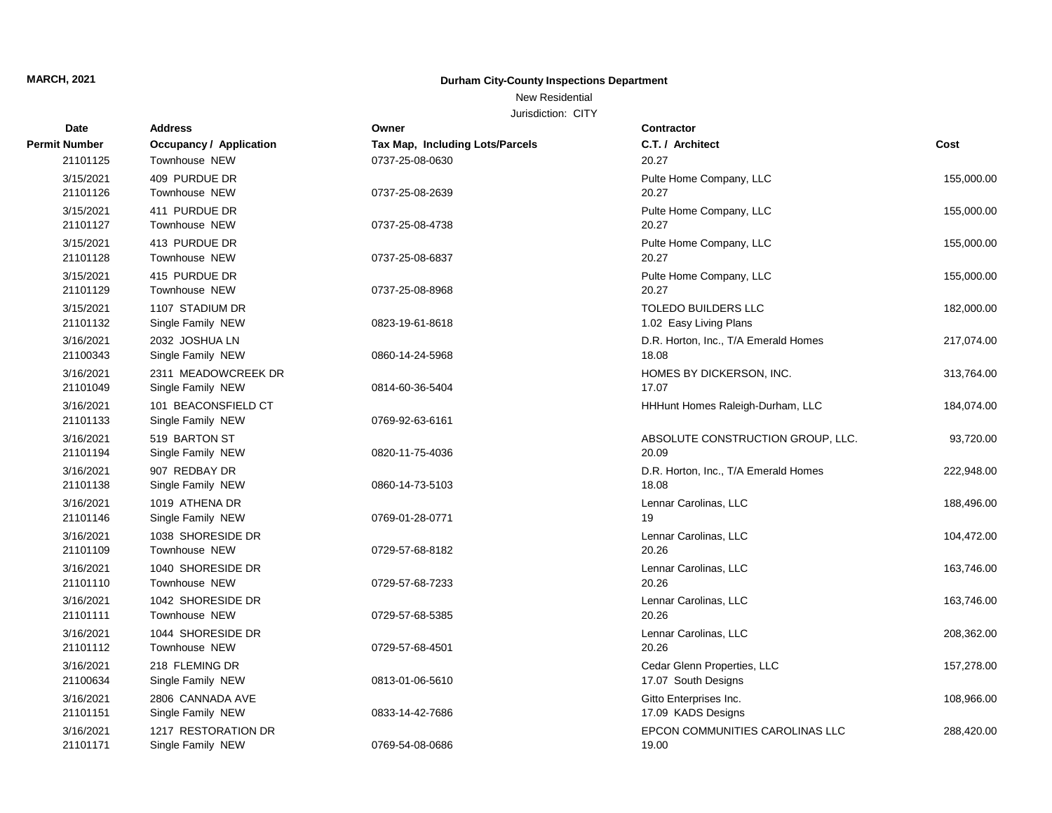**MARCH, 2021**

**Durham City-County Inspections Department**

New Residential

Jurisdiction: CITY

| Date<br>Permit Number | Address<br>Occupancy / Application | Owner<br>Tax Map, Including Lots/Parcels | Contractor<br>C.T. / Architect | Cost |
|---|---|---|---|---|
| 21101125 | Townhouse NEW | 0737-25-08-0630 | 20.27 | |
| 3/15/2021<br>21101126 | 409 PURDUE DR<br>Townhouse NEW | 0737-25-08-2639 | Pulte Home Company, LLC<br>20.27 | 155,000.00 |
| 3/15/2021<br>21101127 | 411 PURDUE DR<br>Townhouse NEW | 0737-25-08-4738 | Pulte Home Company, LLC<br>20.27 | 155,000.00 |
| 3/15/2021<br>21101128 | 413 PURDUE DR<br>Townhouse NEW | 0737-25-08-6837 | Pulte Home Company, LLC<br>20.27 | 155,000.00 |
| 3/15/2021<br>21101129 | 415 PURDUE DR<br>Townhouse NEW | 0737-25-08-8968 | Pulte Home Company, LLC<br>20.27 | 155,000.00 |
| 3/15/2021<br>21101132 | 1107 STADIUM DR<br>Single Family NEW | 0823-19-61-8618 | TOLEDO BUILDERS LLC<br>1.02 Easy Living Plans | 182,000.00 |
| 3/16/2021<br>21100343 | 2032 JOSHUA LN<br>Single Family NEW | 0860-14-24-5968 | D.R. Horton, Inc., T/A Emerald Homes<br>18.08 | 217,074.00 |
| 3/16/2021<br>21101049 | 2311 MEADOWCREEK DR<br>Single Family NEW | 0814-60-36-5404 | HOMES BY DICKERSON, INC.<br>17.07 | 313,764.00 |
| 3/16/2021<br>21101133 | 101 BEACONSFIELD CT<br>Single Family NEW | 0769-92-63-6161 | HHHunt Homes Raleigh-Durham, LLC | 184,074.00 |
| 3/16/2021<br>21101194 | 519 BARTON ST<br>Single Family NEW | 0820-11-75-4036 | ABSOLUTE CONSTRUCTION GROUP, LLC.<br>20.09 | 93,720.00 |
| 3/16/2021<br>21101138 | 907 REDBAY DR<br>Single Family NEW | 0860-14-73-5103 | D.R. Horton, Inc., T/A Emerald Homes<br>18.08 | 222,948.00 |
| 3/16/2021<br>21101146 | 1019 ATHENA DR<br>Single Family NEW | 0769-01-28-0771 | Lennar Carolinas, LLC<br>19 | 188,496.00 |
| 3/16/2021<br>21101109 | 1038 SHORESIDE DR<br>Townhouse NEW | 0729-57-68-8182 | Lennar Carolinas, LLC<br>20.26 | 104,472.00 |
| 3/16/2021<br>21101110 | 1040 SHORESIDE DR<br>Townhouse NEW | 0729-57-68-7233 | Lennar Carolinas, LLC<br>20.26 | 163,746.00 |
| 3/16/2021<br>21101111 | 1042 SHORESIDE DR<br>Townhouse NEW | 0729-57-68-5385 | Lennar Carolinas, LLC<br>20.26 | 163,746.00 |
| 3/16/2021<br>21101112 | 1044 SHORESIDE DR<br>Townhouse NEW | 0729-57-68-4501 | Lennar Carolinas, LLC<br>20.26 | 208,362.00 |
| 3/16/2021<br>21100634 | 218 FLEMING DR<br>Single Family NEW | 0813-01-06-5610 | Cedar Glenn Properties, LLC<br>17.07 South Designs | 157,278.00 |
| 3/16/2021<br>21101151 | 2806 CANNADA AVE<br>Single Family NEW | 0833-14-42-7686 | Gitto Enterprises Inc.<br>17.09 KADS Designs | 108,966.00 |
| 3/16/2021<br>21101171 | 1217 RESTORATION DR<br>Single Family NEW | 0769-54-08-0686 | EPCON COMMUNITIES CAROLINAS LLC<br>19.00 | 288,420.00 |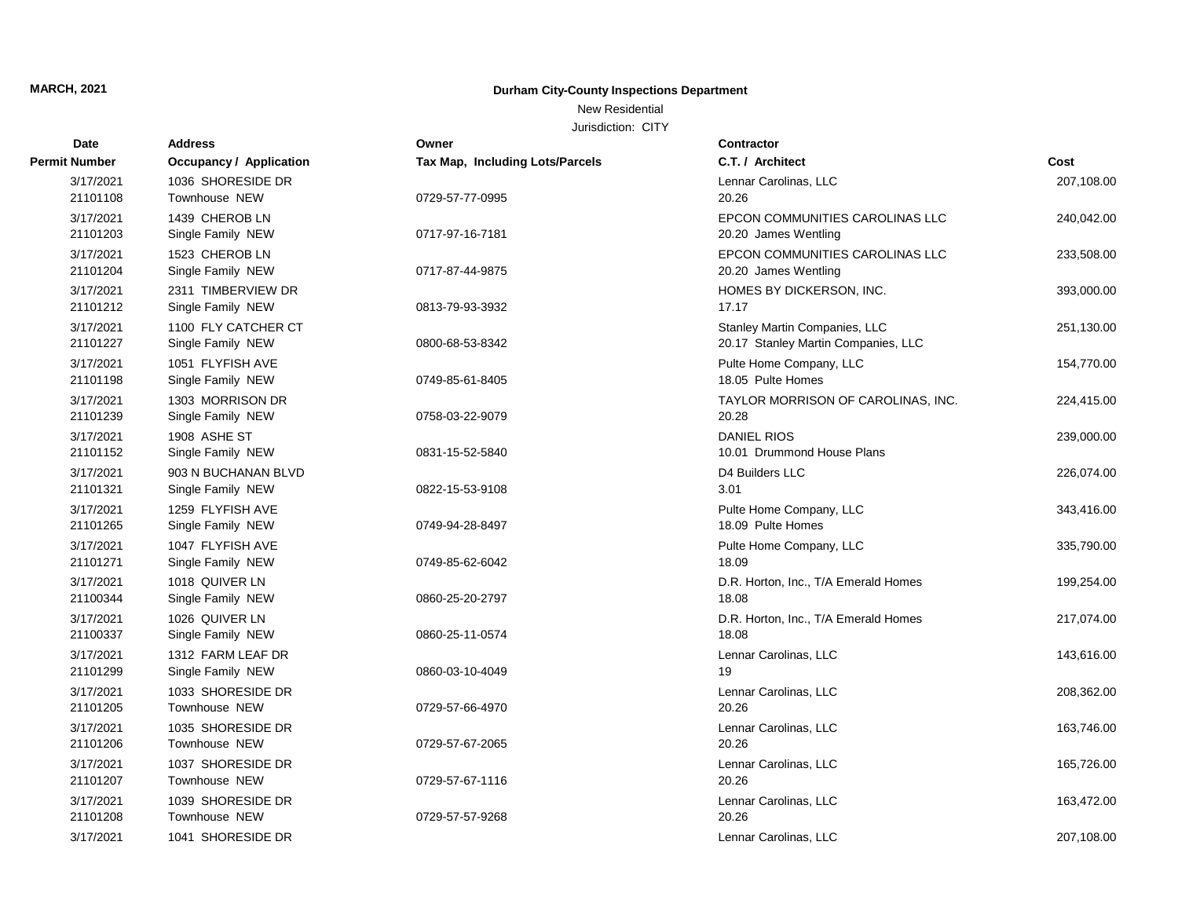**MARCH, 2021**

**Durham City-County Inspections Department**

New Residential

Jurisdiction: CITY

| Date / Permit Number | Address / Occupancy / Application | Owner / Tax Map, Including Lots/Parcels | Contractor / C.T. / Architect | Cost |
|---|---|---|---|---|
| 3/17/2021<br>21101108 | 1036 SHORESIDE DR<br>Townhouse NEW | 0729-57-77-0995 | Lennar Carolinas, LLC<br>20.26 | 207,108.00 |
| 3/17/2021<br>21101203 | 1439 CHEROB LN<br>Single Family NEW | 0717-97-16-7181 | EPCON COMMUNITIES CAROLINAS LLC<br>20.20 James Wentling | 240,042.00 |
| 3/17/2021<br>21101204 | 1523 CHEROB LN<br>Single Family NEW | 0717-87-44-9875 | EPCON COMMUNITIES CAROLINAS LLC<br>20.20 James Wentling | 233,508.00 |
| 3/17/2021<br>21101212 | 2311 TIMBERVIEW DR<br>Single Family NEW | 0813-79-93-3932 | HOMES BY DICKERSON, INC.<br>17.17 | 393,000.00 |
| 3/17/2021<br>21101227 | 1100 FLY CATCHER CT<br>Single Family NEW | 0800-68-53-8342 | Stanley Martin Companies, LLC<br>20.17 Stanley Martin Companies, LLC | 251,130.00 |
| 3/17/2021<br>21101198 | 1051 FLYFISH AVE<br>Single Family NEW | 0749-85-61-8405 | Pulte Home Company, LLC<br>18.05 Pulte Homes | 154,770.00 |
| 3/17/2021<br>21101239 | 1303 MORRISON DR<br>Single Family NEW | 0758-03-22-9079 | TAYLOR MORRISON OF CAROLINAS, INC.<br>20.28 | 224,415.00 |
| 3/17/2021<br>21101152 | 1908 ASHE ST<br>Single Family NEW | 0831-15-52-5840 | DANIEL RIOS<br>10.01 Drummond House Plans | 239,000.00 |
| 3/17/2021<br>21101321 | 903 N BUCHANAN BLVD<br>Single Family NEW | 0822-15-53-9108 | D4 Builders LLC<br>3.01 | 226,074.00 |
| 3/17/2021<br>21101265 | 1259 FLYFISH AVE<br>Single Family NEW | 0749-94-28-8497 | Pulte Home Company, LLC<br>18.09 Pulte Homes | 343,416.00 |
| 3/17/2021<br>21101271 | 1047 FLYFISH AVE<br>Single Family NEW | 0749-85-62-6042 | Pulte Home Company, LLC<br>18.09 | 335,790.00 |
| 3/17/2021<br>21100344 | 1018 QUIVER LN<br>Single Family NEW | 0860-25-20-2797 | D.R. Horton, Inc., T/A Emerald Homes<br>18.08 | 199,254.00 |
| 3/17/2021<br>21100337 | 1026 QUIVER LN<br>Single Family NEW | 0860-25-11-0574 | D.R. Horton, Inc., T/A Emerald Homes<br>18.08 | 217,074.00 |
| 3/17/2021<br>21101299 | 1312 FARM LEAF DR<br>Single Family NEW | 0860-03-10-4049 | Lennar Carolinas, LLC<br>19 | 143,616.00 |
| 3/17/2021<br>21101205 | 1033 SHORESIDE DR<br>Townhouse NEW | 0729-57-66-4970 | Lennar Carolinas, LLC<br>20.26 | 208,362.00 |
| 3/17/2021<br>21101206 | 1035 SHORESIDE DR<br>Townhouse NEW | 0729-57-67-2065 | Lennar Carolinas, LLC<br>20.26 | 163,746.00 |
| 3/17/2021<br>21101207 | 1037 SHORESIDE DR<br>Townhouse NEW | 0729-57-67-1116 | Lennar Carolinas, LLC<br>20.26 | 165,726.00 |
| 3/17/2021<br>21101208 | 1039 SHORESIDE DR<br>Townhouse NEW | 0729-57-57-9268 | Lennar Carolinas, LLC<br>20.26 | 163,472.00 |
| 3/17/2021 | 1041 SHORESIDE DR | | Lennar Carolinas, LLC | 207,108.00 |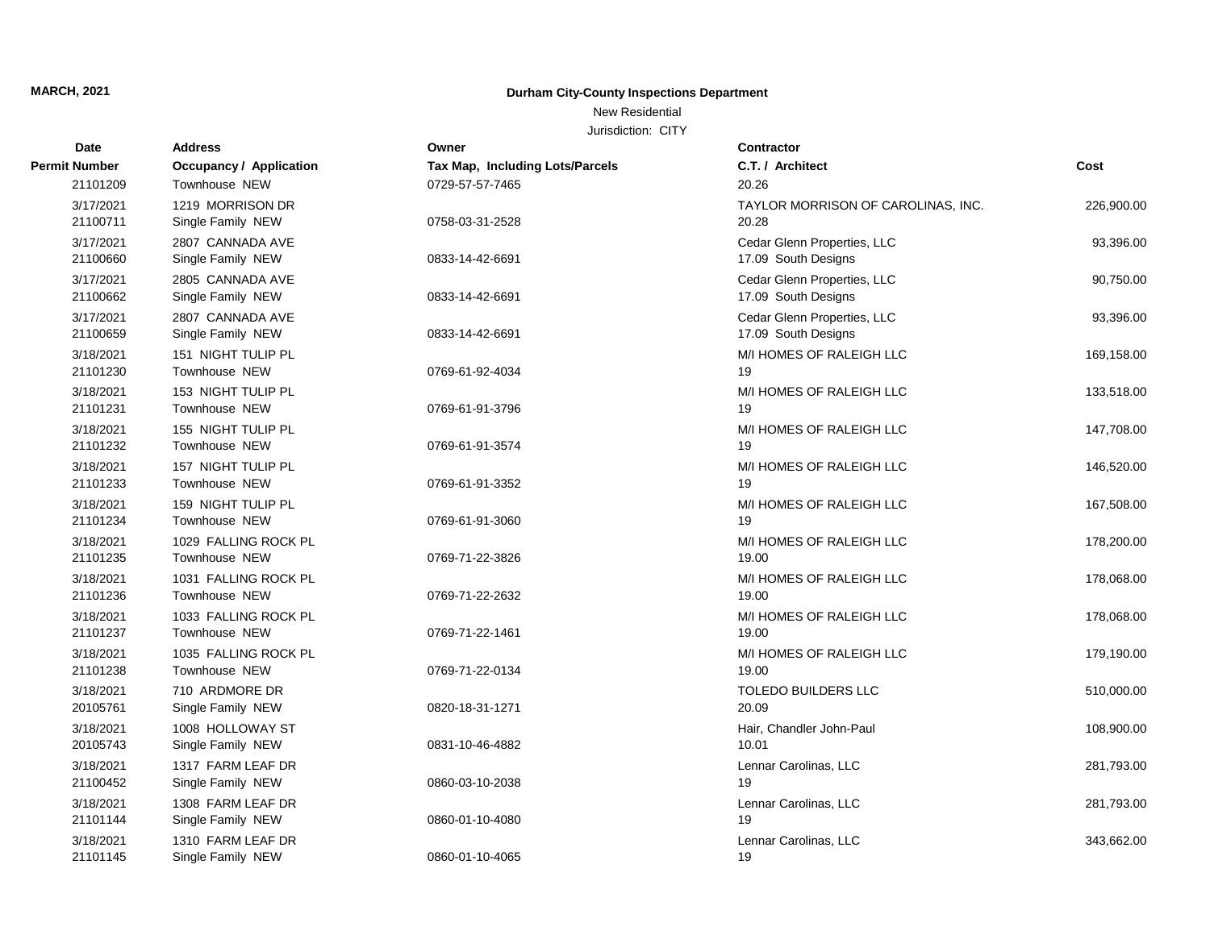**MARCH, 2021**

**Durham City-County Inspections Department**

New Residential

Jurisdiction: CITY

| Date / Permit Number | Address / Occupancy / Application | Owner / Tax Map, Including Lots/Parcels | Contractor / C.T. / Architect | Cost |
|---|---|---|---|---|
| 21101209 | Townhouse NEW | 0729-57-57-7465 | 20.26 | |
| 3/17/2021 | 1219 MORRISON DR | | TAYLOR MORRISON OF CAROLINAS, INC. | 226,900.00 |
| 21100711 | Single Family NEW | 0758-03-31-2528 | 20.28 | |
| 3/17/2021 | 2807 CANNADA AVE | | Cedar Glenn Properties, LLC | 93,396.00 |
| 21100660 | Single Family NEW | 0833-14-42-6691 | 17.09 South Designs | |
| 3/17/2021 | 2805 CANNADA AVE | | Cedar Glenn Properties, LLC | 90,750.00 |
| 21100662 | Single Family NEW | 0833-14-42-6691 | 17.09 South Designs | |
| 3/17/2021 | 2807 CANNADA AVE | | Cedar Glenn Properties, LLC | 93,396.00 |
| 21100659 | Single Family NEW | 0833-14-42-6691 | 17.09 South Designs | |
| 3/18/2021 | 151 NIGHT TULIP PL | | M/I HOMES OF RALEIGH LLC | 169,158.00 |
| 21101230 | Townhouse NEW | 0769-61-92-4034 | 19 | |
| 3/18/2021 | 153 NIGHT TULIP PL | | M/I HOMES OF RALEIGH LLC | 133,518.00 |
| 21101231 | Townhouse NEW | 0769-61-91-3796 | 19 | |
| 3/18/2021 | 155 NIGHT TULIP PL | | M/I HOMES OF RALEIGH LLC | 147,708.00 |
| 21101232 | Townhouse NEW | 0769-61-91-3574 | 19 | |
| 3/18/2021 | 157 NIGHT TULIP PL | | M/I HOMES OF RALEIGH LLC | 146,520.00 |
| 21101233 | Townhouse NEW | 0769-61-91-3352 | 19 | |
| 3/18/2021 | 159 NIGHT TULIP PL | | M/I HOMES OF RALEIGH LLC | 167,508.00 |
| 21101234 | Townhouse NEW | 0769-61-91-3060 | 19 | |
| 3/18/2021 | 1029 FALLING ROCK PL | | M/I HOMES OF RALEIGH LLC | 178,200.00 |
| 21101235 | Townhouse NEW | 0769-71-22-3826 | 19.00 | |
| 3/18/2021 | 1031 FALLING ROCK PL | | M/I HOMES OF RALEIGH LLC | 178,068.00 |
| 21101236 | Townhouse NEW | 0769-71-22-2632 | 19.00 | |
| 3/18/2021 | 1033 FALLING ROCK PL | | M/I HOMES OF RALEIGH LLC | 178,068.00 |
| 21101237 | Townhouse NEW | 0769-71-22-1461 | 19.00 | |
| 3/18/2021 | 1035 FALLING ROCK PL | | M/I HOMES OF RALEIGH LLC | 179,190.00 |
| 21101238 | Townhouse NEW | 0769-71-22-0134 | 19.00 | |
| 3/18/2021 | 710 ARDMORE DR | | TOLEDO BUILDERS LLC | 510,000.00 |
| 20105761 | Single Family NEW | 0820-18-31-1271 | 20.09 | |
| 3/18/2021 | 1008 HOLLOWAY ST | | Hair, Chandler John-Paul | 108,900.00 |
| 20105743 | Single Family NEW | 0831-10-46-4882 | 10.01 | |
| 3/18/2021 | 1317 FARM LEAF DR | | Lennar Carolinas, LLC | 281,793.00 |
| 21100452 | Single Family NEW | 0860-03-10-2038 | 19 | |
| 3/18/2021 | 1308 FARM LEAF DR | | Lennar Carolinas, LLC | 281,793.00 |
| 21101144 | Single Family NEW | 0860-01-10-4080 | 19 | |
| 3/18/2021 | 1310 FARM LEAF DR | | Lennar Carolinas, LLC | 343,662.00 |
| 21101145 | Single Family NEW | 0860-01-10-4065 | 19 | |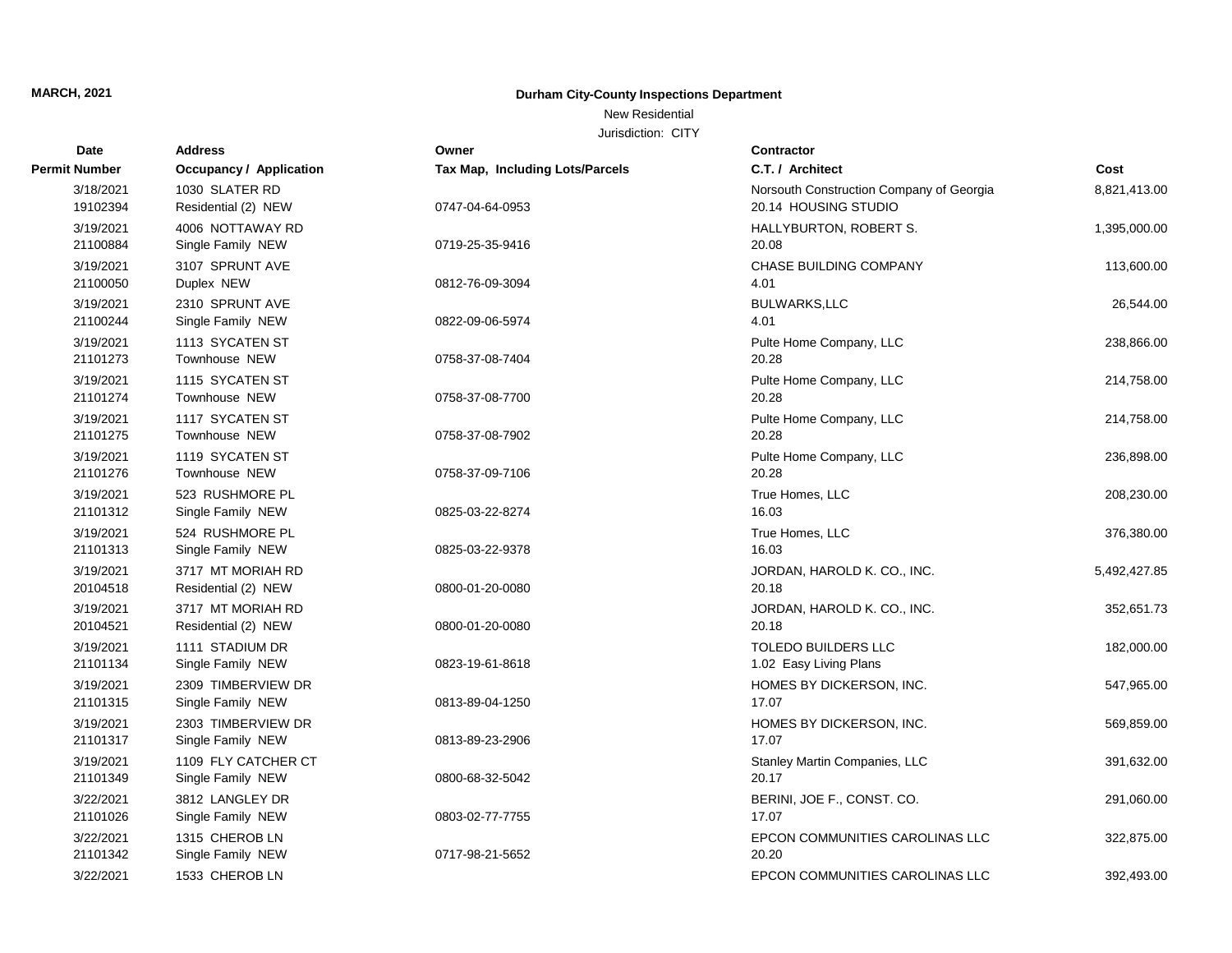**MARCH, 2021**

**Durham City-County Inspections Department**

New Residential

Jurisdiction: CITY

| Date<br>Permit Number | Address<br>Occupancy / Application | Owner<br>Tax Map, Including Lots/Parcels | Contractor<br>C.T. / Architect | Cost |
|---|---|---|---|---|
| 3/18/2021<br>19102394 | 1030 SLATER RD<br>Residential (2) NEW | 0747-04-64-0953 | Norsouth Construction Company of Georgia<br>20.14 HOUSING STUDIO | 8,821,413.00 |
| 3/19/2021<br>21100884 | 4006 NOTTAWAY RD<br>Single Family NEW | 0719-25-35-9416 | HALLYBURTON, ROBERT S.<br>20.08 | 1,395,000.00 |
| 3/19/2021<br>21100050 | 3107 SPRUNT AVE<br>Duplex NEW | 0812-76-09-3094 | CHASE BUILDING COMPANY<br>4.01 | 113,600.00 |
| 3/19/2021<br>21100244 | 2310 SPRUNT AVE<br>Single Family NEW | 0822-09-06-5974 | BULWARKS,LLC<br>4.01 | 26,544.00 |
| 3/19/2021<br>21101273 | 1113 SYCATEN ST<br>Townhouse NEW | 0758-37-08-7404 | Pulte Home Company, LLC<br>20.28 | 238,866.00 |
| 3/19/2021<br>21101274 | 1115 SYCATEN ST<br>Townhouse NEW | 0758-37-08-7700 | Pulte Home Company, LLC<br>20.28 | 214,758.00 |
| 3/19/2021<br>21101275 | 1117 SYCATEN ST<br>Townhouse NEW | 0758-37-08-7902 | Pulte Home Company, LLC<br>20.28 | 214,758.00 |
| 3/19/2021<br>21101276 | 1119 SYCATEN ST<br>Townhouse NEW | 0758-37-09-7106 | Pulte Home Company, LLC<br>20.28 | 236,898.00 |
| 3/19/2021<br>21101312 | 523 RUSHMORE PL<br>Single Family NEW | 0825-03-22-8274 | True Homes, LLC<br>16.03 | 208,230.00 |
| 3/19/2021<br>21101313 | 524 RUSHMORE PL<br>Single Family NEW | 0825-03-22-9378 | True Homes, LLC<br>16.03 | 376,380.00 |
| 3/19/2021<br>20104518 | 3717 MT MORIAH RD<br>Residential (2) NEW | 0800-01-20-0080 | JORDAN, HAROLD K. CO., INC.<br>20.18 | 5,492,427.85 |
| 3/19/2021<br>20104521 | 3717 MT MORIAH RD<br>Residential (2) NEW | 0800-01-20-0080 | JORDAN, HAROLD K. CO., INC.<br>20.18 | 352,651.73 |
| 3/19/2021<br>21101134 | 1111 STADIUM DR<br>Single Family NEW | 0823-19-61-8618 | TOLEDO BUILDERS LLC<br>1.02 Easy Living Plans | 182,000.00 |
| 3/19/2021<br>21101315 | 2309 TIMBERVIEW DR<br>Single Family NEW | 0813-89-04-1250 | HOMES BY DICKERSON, INC.<br>17.07 | 547,965.00 |
| 3/19/2021<br>21101317 | 2303 TIMBERVIEW DR<br>Single Family NEW | 0813-89-23-2906 | HOMES BY DICKERSON, INC.<br>17.07 | 569,859.00 |
| 3/19/2021<br>21101349 | 1109 FLY CATCHER CT<br>Single Family NEW | 0800-68-32-5042 | Stanley Martin Companies, LLC<br>20.17 | 391,632.00 |
| 3/22/2021<br>21101026 | 3812 LANGLEY DR<br>Single Family NEW | 0803-02-77-7755 | BERINI, JOE F., CONST. CO.<br>17.07 | 291,060.00 |
| 3/22/2021<br>21101342 | 1315 CHEROB LN<br>Single Family NEW | 0717-98-21-5652 | EPCON COMMUNITIES CAROLINAS LLC<br>20.20 | 322,875.00 |
| 3/22/2021 | 1533 CHEROB LN | | EPCON COMMUNITIES CAROLINAS LLC | 392,493.00 |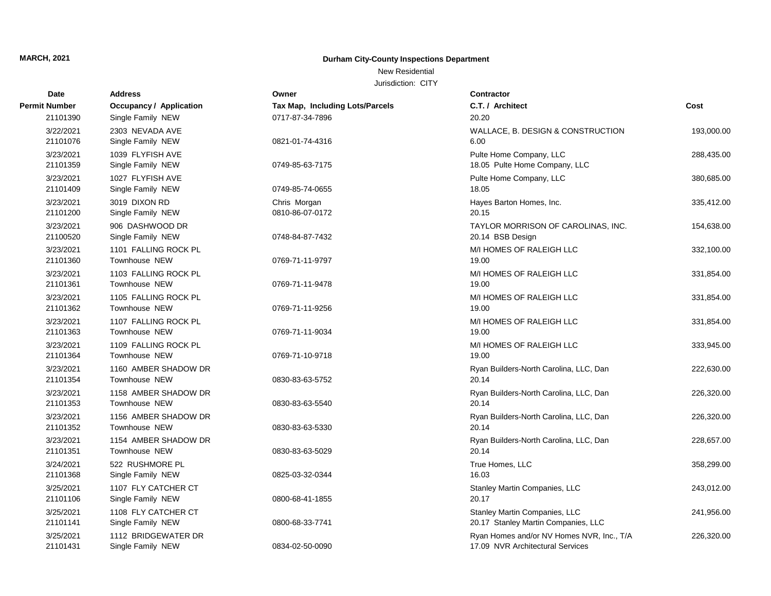**MARCH, 2021**

**Durham City-County Inspections Department**

New Residential

Jurisdiction: CITY

| Date / Permit Number | Address / Occupancy / Application | Owner / Tax Map, Including Lots/Parcels | Contractor / C.T. / Architect | Cost |
|---|---|---|---|---|
| 21101390 | Single Family NEW | 0717-87-34-7896 | 20.20 | |
| 3/22/2021<br>21101076 | 2303 NEVADA AVE<br>Single Family NEW | 0821-01-74-4316 | WALLACE, B. DESIGN & CONSTRUCTION<br>6.00 | 193,000.00 |
| 3/23/2021<br>21101359 | 1039 FLYFISH AVE<br>Single Family NEW | 0749-85-63-7175 | Pulte Home Company, LLC<br>18.05 Pulte Home Company, LLC | 288,435.00 |
| 3/23/2021<br>21101409 | 1027 FLYFISH AVE<br>Single Family NEW | 0749-85-74-0655 | Pulte Home Company, LLC<br>18.05 | 380,685.00 |
| 3/23/2021<br>21101200 | 3019 DIXON RD<br>Single Family NEW | Chris Morgan<br>0810-86-07-0172 | Hayes Barton Homes, Inc.<br>20.15 | 335,412.00 |
| 3/23/2021<br>21100520 | 906 DASHWOOD DR<br>Single Family NEW | 0748-84-87-7432 | TAYLOR MORRISON OF CAROLINAS, INC.<br>20.14 BSB Design | 154,638.00 |
| 3/23/2021<br>21101360 | 1101 FALLING ROCK PL<br>Townhouse NEW | 0769-71-11-9797 | M/I HOMES OF RALEIGH LLC<br>19.00 | 332,100.00 |
| 3/23/2021<br>21101361 | 1103 FALLING ROCK PL<br>Townhouse NEW | 0769-71-11-9478 | M/I HOMES OF RALEIGH LLC<br>19.00 | 331,854.00 |
| 3/23/2021<br>21101362 | 1105 FALLING ROCK PL<br>Townhouse NEW | 0769-71-11-9256 | M/I HOMES OF RALEIGH LLC<br>19.00 | 331,854.00 |
| 3/23/2021<br>21101363 | 1107 FALLING ROCK PL<br>Townhouse NEW | 0769-71-11-9034 | M/I HOMES OF RALEIGH LLC<br>19.00 | 331,854.00 |
| 3/23/2021<br>21101364 | 1109 FALLING ROCK PL<br>Townhouse NEW | 0769-71-10-9718 | M/I HOMES OF RALEIGH LLC<br>19.00 | 333,945.00 |
| 3/23/2021<br>21101354 | 1160 AMBER SHADOW DR<br>Townhouse NEW | 0830-83-63-5752 | Ryan Builders-North Carolina, LLC, Dan<br>20.14 | 222,630.00 |
| 3/23/2021<br>21101353 | 1158 AMBER SHADOW DR<br>Townhouse NEW | 0830-83-63-5540 | Ryan Builders-North Carolina, LLC, Dan<br>20.14 | 226,320.00 |
| 3/23/2021<br>21101352 | 1156 AMBER SHADOW DR<br>Townhouse NEW | 0830-83-63-5330 | Ryan Builders-North Carolina, LLC, Dan<br>20.14 | 226,320.00 |
| 3/23/2021<br>21101351 | 1154 AMBER SHADOW DR<br>Townhouse NEW | 0830-83-63-5029 | Ryan Builders-North Carolina, LLC, Dan<br>20.14 | 228,657.00 |
| 3/24/2021<br>21101368 | 522 RUSHMORE PL<br>Single Family NEW | 0825-03-32-0344 | True Homes, LLC<br>16.03 | 358,299.00 |
| 3/25/2021<br>21101106 | 1107 FLY CATCHER CT<br>Single Family NEW | 0800-68-41-1855 | Stanley Martin Companies, LLC<br>20.17 | 243,012.00 |
| 3/25/2021<br>21101141 | 1108 FLY CATCHER CT<br>Single Family NEW | 0800-68-33-7741 | Stanley Martin Companies, LLC<br>20.17 Stanley Martin Companies, LLC | 241,956.00 |
| 3/25/2021<br>21101431 | 1112 BRIDGEWATER DR<br>Single Family NEW | 0834-02-50-0090 | Ryan Homes and/or NV Homes NVR, Inc., T/A<br>17.09 NVR Architectural Services | 226,320.00 |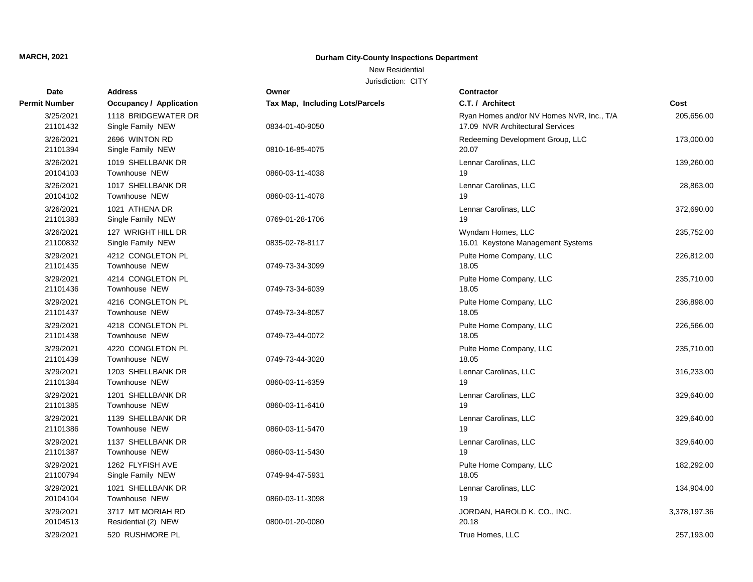MARCH, 2021

**Durham City-County Inspections Department**

New Residential

Jurisdiction: CITY

| Date / Permit Number | Address / Occupancy / Application | Owner / Tax Map, Including Lots/Parcels | Contractor / C.T. / Architect | Cost |
|---|---|---|---|---|
| 3/25/2021<br>21101432 | 1118 BRIDGEWATER DR<br>Single Family NEW | 0834-01-40-9050 | Ryan Homes and/or NV Homes NVR, Inc., T/A<br>17.09 NVR Architectural Services | 205,656.00 |
| 3/26/2021<br>21101394 | 2696 WINTON RD<br>Single Family NEW | 0810-16-85-4075 | Redeeming Development Group, LLC<br>20.07 | 173,000.00 |
| 3/26/2021<br>20104103 | 1019 SHELLBANK DR<br>Townhouse NEW | 0860-03-11-4038 | Lennar Carolinas, LLC<br>19 | 139,260.00 |
| 3/26/2021<br>20104102 | 1017 SHELLBANK DR<br>Townhouse NEW | 0860-03-11-4078 | Lennar Carolinas, LLC<br>19 | 28,863.00 |
| 3/26/2021<br>21101383 | 1021 ATHENA DR<br>Single Family NEW | 0769-01-28-1706 | Lennar Carolinas, LLC<br>19 | 372,690.00 |
| 3/26/2021<br>21100832 | 127 WRIGHT HILL DR<br>Single Family NEW | 0835-02-78-8117 | Wyndam Homes, LLC<br>16.01 Keystone Management Systems | 235,752.00 |
| 3/29/2021<br>21101435 | 4212 CONGLETON PL<br>Townhouse NEW | 0749-73-34-3099 | Pulte Home Company, LLC<br>18.05 | 226,812.00 |
| 3/29/2021<br>21101436 | 4214 CONGLETON PL<br>Townhouse NEW | 0749-73-34-6039 | Pulte Home Company, LLC<br>18.05 | 235,710.00 |
| 3/29/2021<br>21101437 | 4216 CONGLETON PL<br>Townhouse NEW | 0749-73-34-8057 | Pulte Home Company, LLC<br>18.05 | 236,898.00 |
| 3/29/2021<br>21101438 | 4218 CONGLETON PL<br>Townhouse NEW | 0749-73-44-0072 | Pulte Home Company, LLC<br>18.05 | 226,566.00 |
| 3/29/2021<br>21101439 | 4220 CONGLETON PL<br>Townhouse NEW | 0749-73-44-3020 | Pulte Home Company, LLC<br>18.05 | 235,710.00 |
| 3/29/2021<br>21101384 | 1203 SHELLBANK DR<br>Townhouse NEW | 0860-03-11-6359 | Lennar Carolinas, LLC<br>19 | 316,233.00 |
| 3/29/2021<br>21101385 | 1201 SHELLBANK DR<br>Townhouse NEW | 0860-03-11-6410 | Lennar Carolinas, LLC<br>19 | 329,640.00 |
| 3/29/2021<br>21101386 | 1139 SHELLBANK DR<br>Townhouse NEW | 0860-03-11-5470 | Lennar Carolinas, LLC<br>19 | 329,640.00 |
| 3/29/2021<br>21101387 | 1137 SHELLBANK DR<br>Townhouse NEW | 0860-03-11-5430 | Lennar Carolinas, LLC<br>19 | 329,640.00 |
| 3/29/2021<br>21100794 | 1262 FLYFISH AVE<br>Single Family NEW | 0749-94-47-5931 | Pulte Home Company, LLC<br>18.05 | 182,292.00 |
| 3/29/2021<br>20104104 | 1021 SHELLBANK DR<br>Townhouse NEW | 0860-03-11-3098 | Lennar Carolinas, LLC<br>19 | 134,904.00 |
| 3/29/2021<br>20104513 | 3717 MT MORIAH RD<br>Residential (2) NEW | 0800-01-20-0080 | JORDAN, HAROLD K. CO., INC.<br>20.18 | 3,378,197.36 |
| 3/29/2021 | 520 RUSHMORE PL | | True Homes, LLC | 257,193.00 |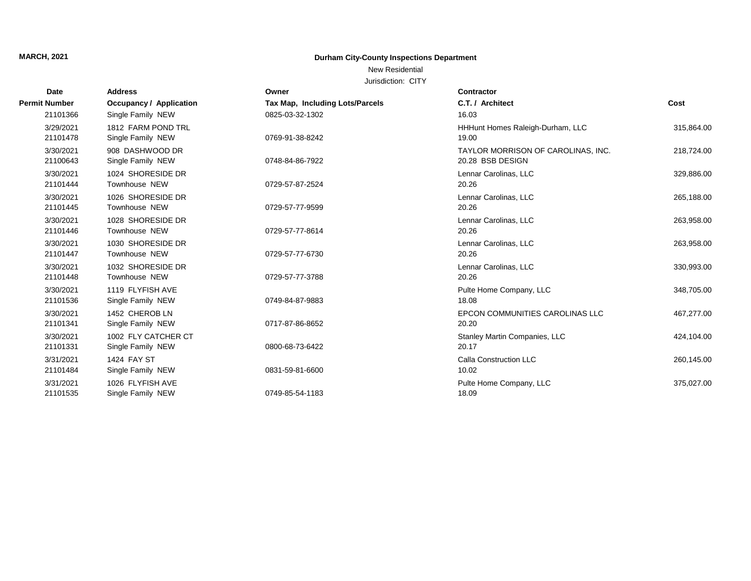**MARCH, 2021**

**Durham City-County Inspections Department**

New Residential

Jurisdiction: CITY

| Date / Permit Number | Address / Occupancy / Application | Owner / Tax Map, Including Lots/Parcels | Contractor / C.T. / Architect | Cost |
|---|---|---|---|---|
| 21101366 | Single Family NEW | 0825-03-32-1302 | 16.03 | |
| 3/29/2021 21101478 | 1812 FARM POND TRL Single Family NEW | 0769-91-38-8242 | HHHunt Homes Raleigh-Durham, LLC 19.00 | 315,864.00 |
| 3/30/2021 21100643 | 908 DASHWOOD DR Single Family NEW | 0748-84-86-7922 | TAYLOR MORRISON OF CAROLINAS, INC. 20.28 BSB DESIGN | 218,724.00 |
| 3/30/2021 21101444 | 1024 SHORESIDE DR Townhouse NEW | 0729-57-87-2524 | Lennar Carolinas, LLC 20.26 | 329,886.00 |
| 3/30/2021 21101445 | 1026 SHORESIDE DR Townhouse NEW | 0729-57-77-9599 | Lennar Carolinas, LLC 20.26 | 265,188.00 |
| 3/30/2021 21101446 | 1028 SHORESIDE DR Townhouse NEW | 0729-57-77-8614 | Lennar Carolinas, LLC 20.26 | 263,958.00 |
| 3/30/2021 21101447 | 1030 SHORESIDE DR Townhouse NEW | 0729-57-77-6730 | Lennar Carolinas, LLC 20.26 | 263,958.00 |
| 3/30/2021 21101448 | 1032 SHORESIDE DR Townhouse NEW | 0729-57-77-3788 | Lennar Carolinas, LLC 20.26 | 330,993.00 |
| 3/30/2021 21101536 | 1119 FLYFISH AVE Single Family NEW | 0749-84-87-9883 | Pulte Home Company, LLC 18.08 | 348,705.00 |
| 3/30/2021 21101341 | 1452 CHEROB LN Single Family NEW | 0717-87-86-8652 | EPCON COMMUNITIES CAROLINAS LLC 20.20 | 467,277.00 |
| 3/30/2021 21101331 | 1002 FLY CATCHER CT Single Family NEW | 0800-68-73-6422 | Stanley Martin Companies, LLC 20.17 | 424,104.00 |
| 3/31/2021 21101484 | 1424 FAY ST Single Family NEW | 0831-59-81-6600 | Calla Construction LLC 10.02 | 260,145.00 |
| 3/31/2021 21101535 | 1026 FLYFISH AVE Single Family NEW | 0749-85-54-1183 | Pulte Home Company, LLC 18.09 | 375,027.00 |